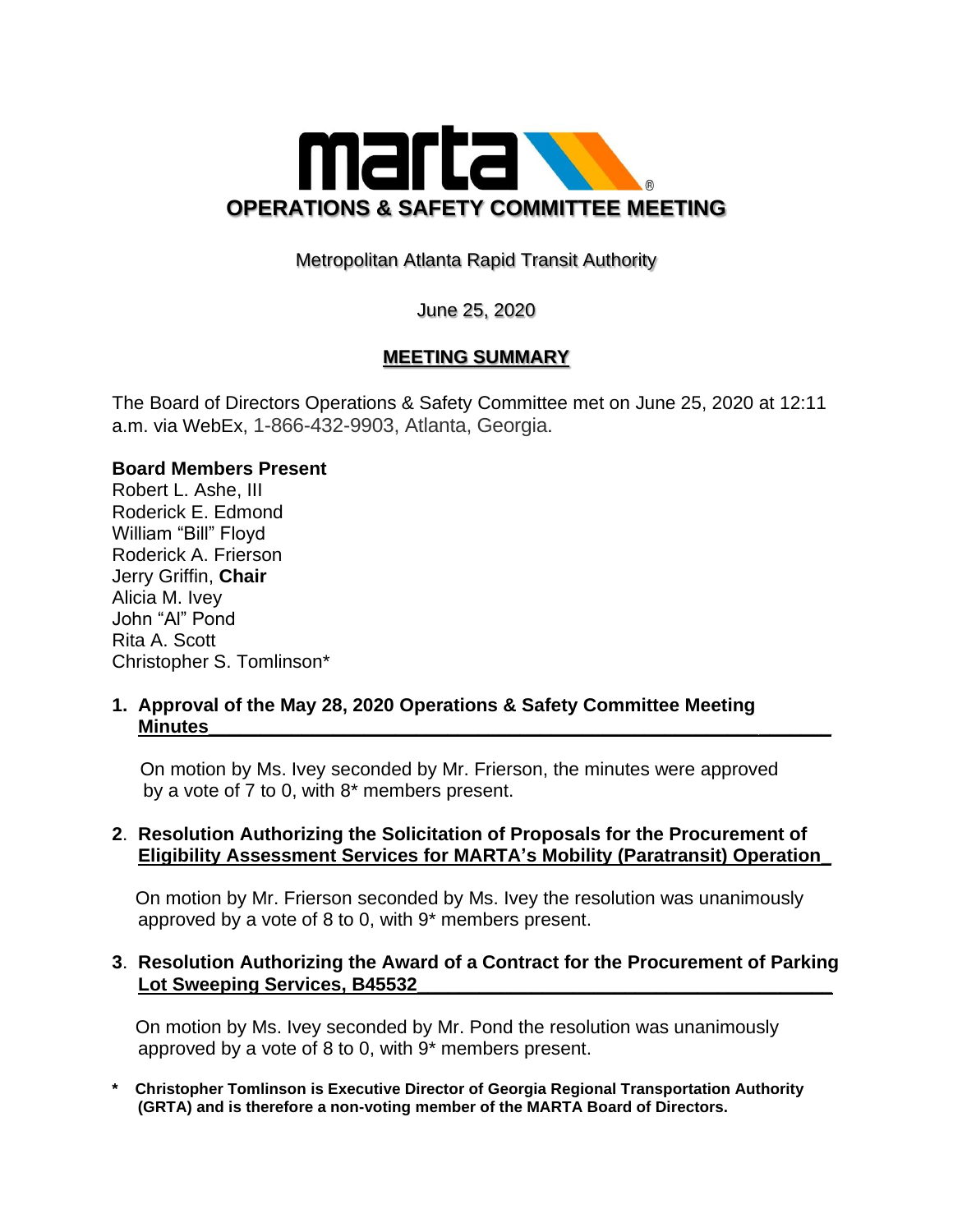# marta

## OPERATIONS & SAFETY COMMITTEE MEETING

Metropolitan Atlanta Rapid Transit Authority

June 25, 2020

**MEETING SUMMARY**

The Board of Directors Operations & Safety Committee met on June 25, 2020 at 12:11 a.m. via WebEx, 1-866-432-9903, Atlanta, Georgia.

**Board Members Present**

Robert L. Ashe, III
Roderick E. Edmond
William "Bill" Floyd
Roderick A. Frierson
Jerry Griffin, **Chair**
Alicia M. Ivey
John "Al" Pond
Rita A. Scott
Christopher S. Tomlinson*

**1. Approval of the May 28, 2020 Operations & Safety Committee Meeting Minutes**

On motion by Ms. Ivey seconded by Mr. Frierson, the minutes were approved by a vote of 7 to 0, with 8* members present.

**2. Resolution Authorizing the Solicitation of Proposals for the Procurement of Eligibility Assessment Services for MARTA's Mobility (Paratransit) Operation**

On motion by Mr. Frierson seconded by Ms. Ivey the resolution was unanimously approved by a vote of 8 to 0, with 9* members present.

**3. Resolution Authorizing the Award of a Contract for the Procurement of Parking Lot Sweeping Services, B45532**

On motion by Ms. Ivey seconded by Mr. Pond the resolution was unanimously approved by a vote of 8 to 0, with 9* members present.

**\* Christopher Tomlinson is Executive Director of Georgia Regional Transportation Authority (GRTA) and is therefore a non-voting member of the MARTA Board of Directors.**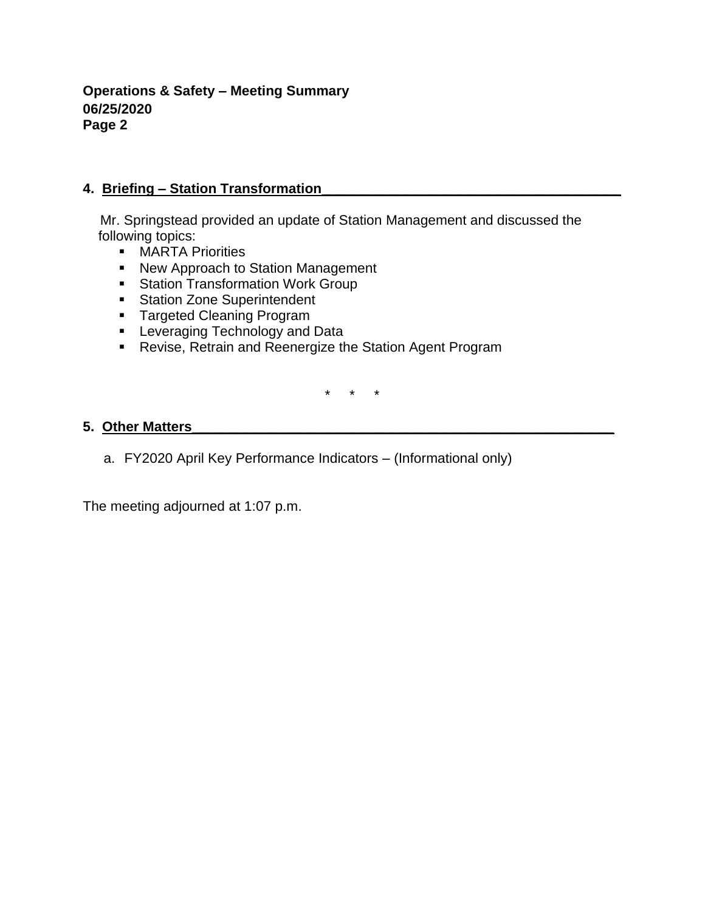## 4. Briefing – Station Transformation

Mr. Springstead provided an update of Station Management and discussed the following topics:

- MARTA Priorities
- New Approach to Station Management
- Station Transformation Work Group
- Station Zone Superintendent
- Targeted Cleaning Program
- Leveraging Technology and Data
- Revise, Retrain and Reenergize the Station Agent Program

\* \* \*

## 5. Other Matters

a. FY2020 April Key Performance Indicators – (Informational only)

The meeting adjourned at 1:07 p.m.